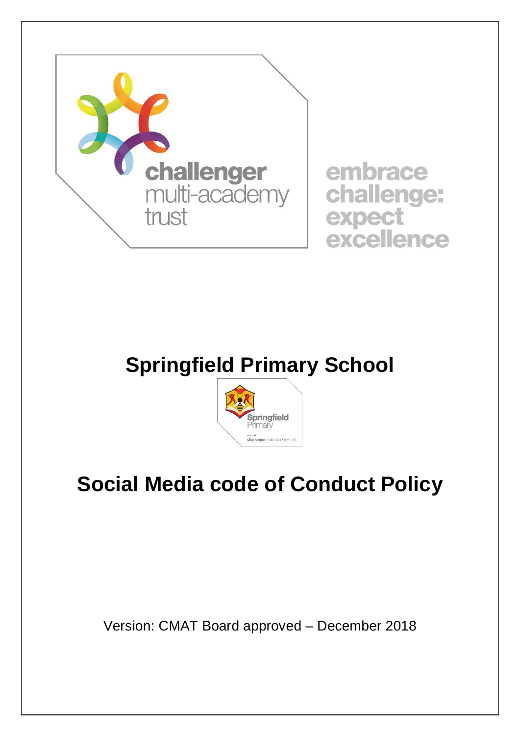challenger multi-academy trust

embrace challenge: expect excellence

# Springfield Primary School

Springfield Primary

part of challenger multi-academy trust

# Social Media code of Conduct Policy

Version: CMAT Board approved – December 2018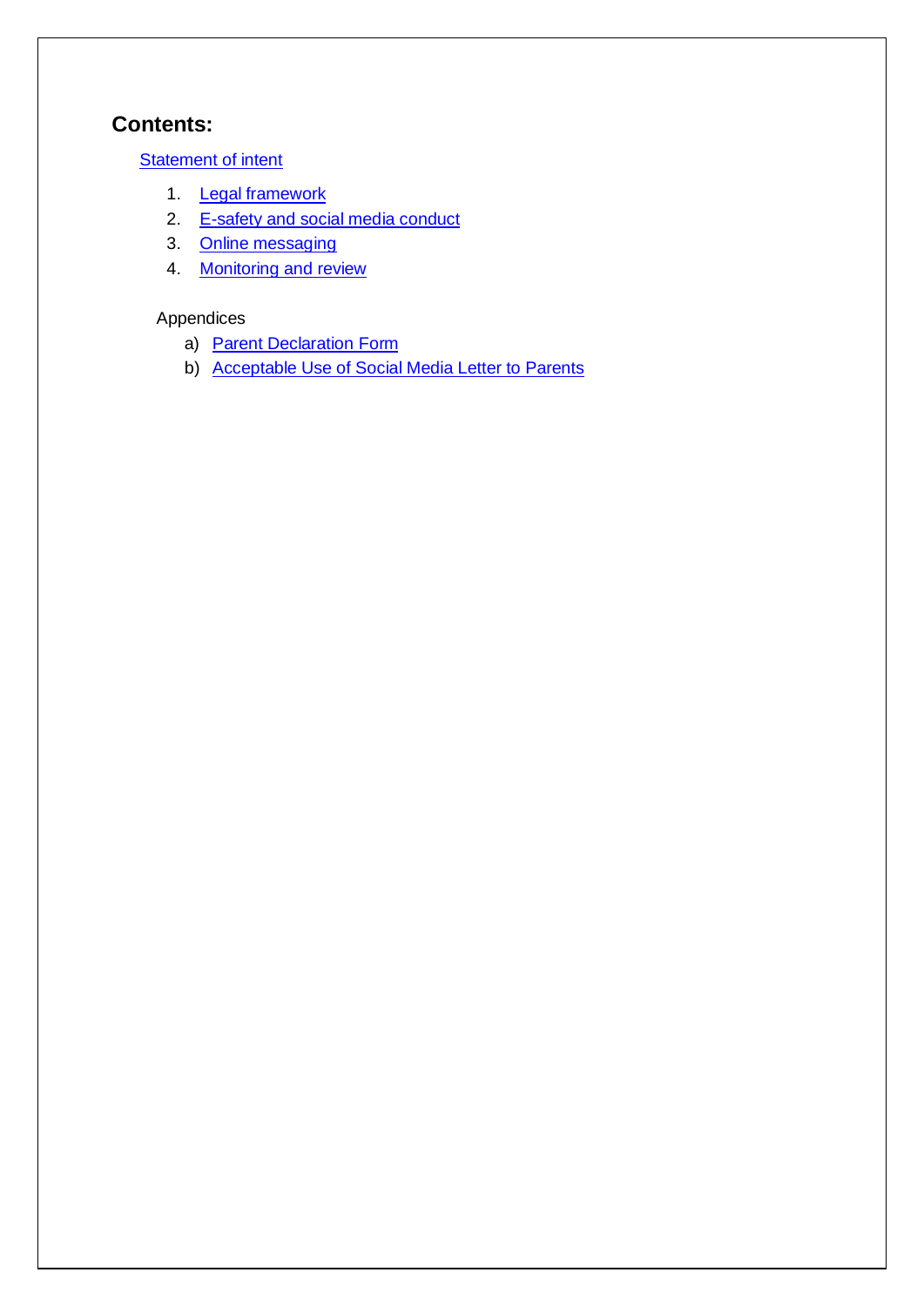## Contents:

Statement of intent

1. Legal framework
2. E-safety and social media conduct
3. Online messaging
4. Monitoring and review

Appendices

a) Parent Declaration Form
b) Acceptable Use of Social Media Letter to Parents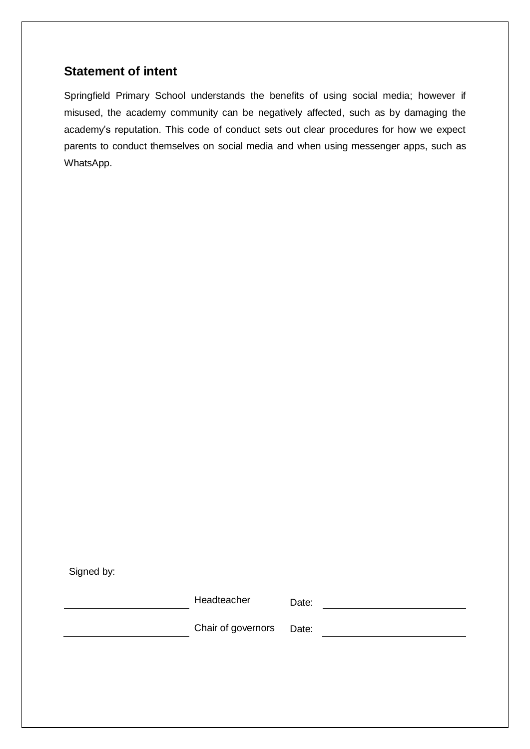## Statement of intent

Springfield Primary School understands the benefits of using social media; however if misused, the academy community can be negatively affected, such as by damaging the academy's reputation. This code of conduct sets out clear procedures for how we expect parents to conduct themselves on social media and when using messenger apps, such as WhatsApp.

Signed by:

| | | | |
|---|---|---|---|
| ______________________ | Headteacher | Date: | ______________________ |
| ______________________ | Chair of governors | Date: | ______________________ |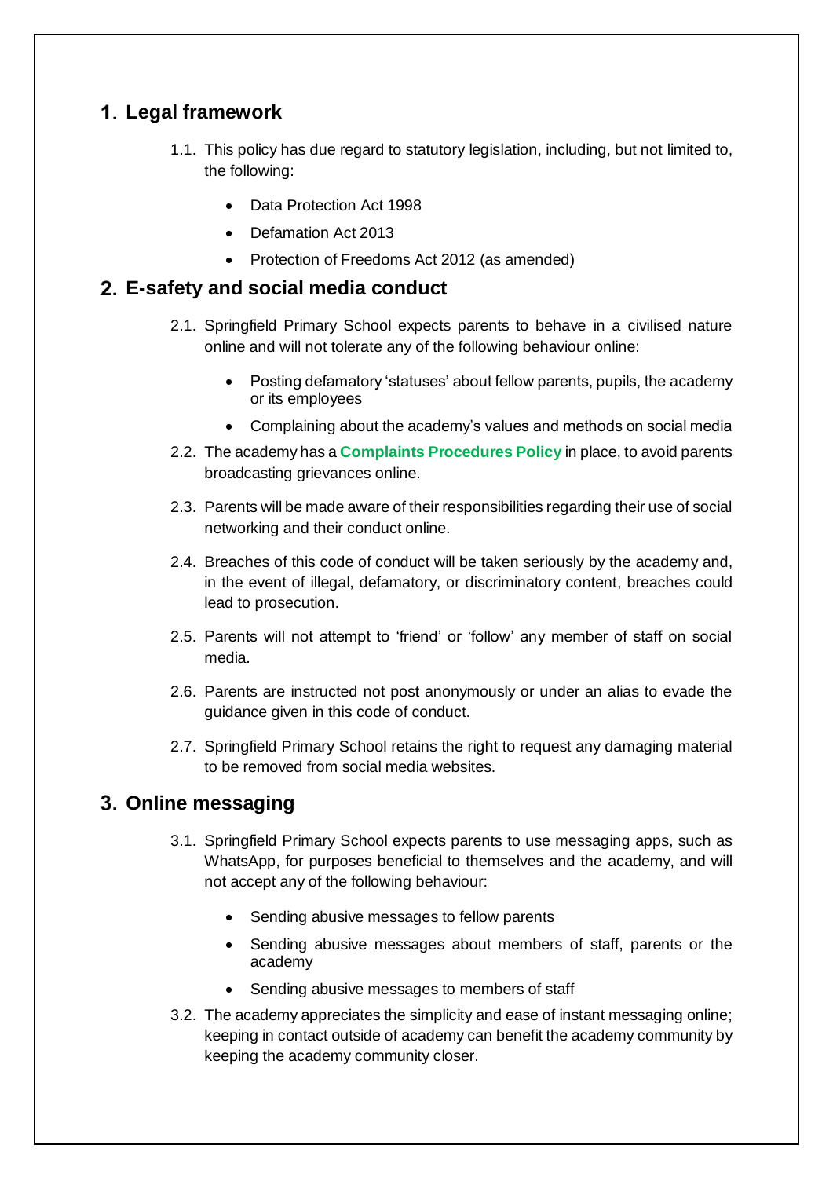## 1. Legal framework

1.1. This policy has due regard to statutory legislation, including, but not limited to, the following:

- Data Protection Act 1998
- Defamation Act 2013
- Protection of Freedoms Act 2012 (as amended)

## 2. E-safety and social media conduct

2.1. Springfield Primary School expects parents to behave in a civilised nature online and will not tolerate any of the following behaviour online:

- Posting defamatory 'statuses' about fellow parents, pupils, the academy or its employees
- Complaining about the academy's values and methods on social media

2.2. The academy has a **Complaints Procedures Policy** in place, to avoid parents broadcasting grievances online.

2.3. Parents will be made aware of their responsibilities regarding their use of social networking and their conduct online.

2.4. Breaches of this code of conduct will be taken seriously by the academy and, in the event of illegal, defamatory, or discriminatory content, breaches could lead to prosecution.

2.5. Parents will not attempt to 'friend' or 'follow' any member of staff on social media.

2.6. Parents are instructed not post anonymously or under an alias to evade the guidance given in this code of conduct.

2.7. Springfield Primary School retains the right to request any damaging material to be removed from social media websites.

## 3. Online messaging

3.1. Springfield Primary School expects parents to use messaging apps, such as WhatsApp, for purposes beneficial to themselves and the academy, and will not accept any of the following behaviour:

- Sending abusive messages to fellow parents
- Sending abusive messages about members of staff, parents or the academy
- Sending abusive messages to members of staff

3.2. The academy appreciates the simplicity and ease of instant messaging online; keeping in contact outside of academy can benefit the academy community by keeping the academy community closer.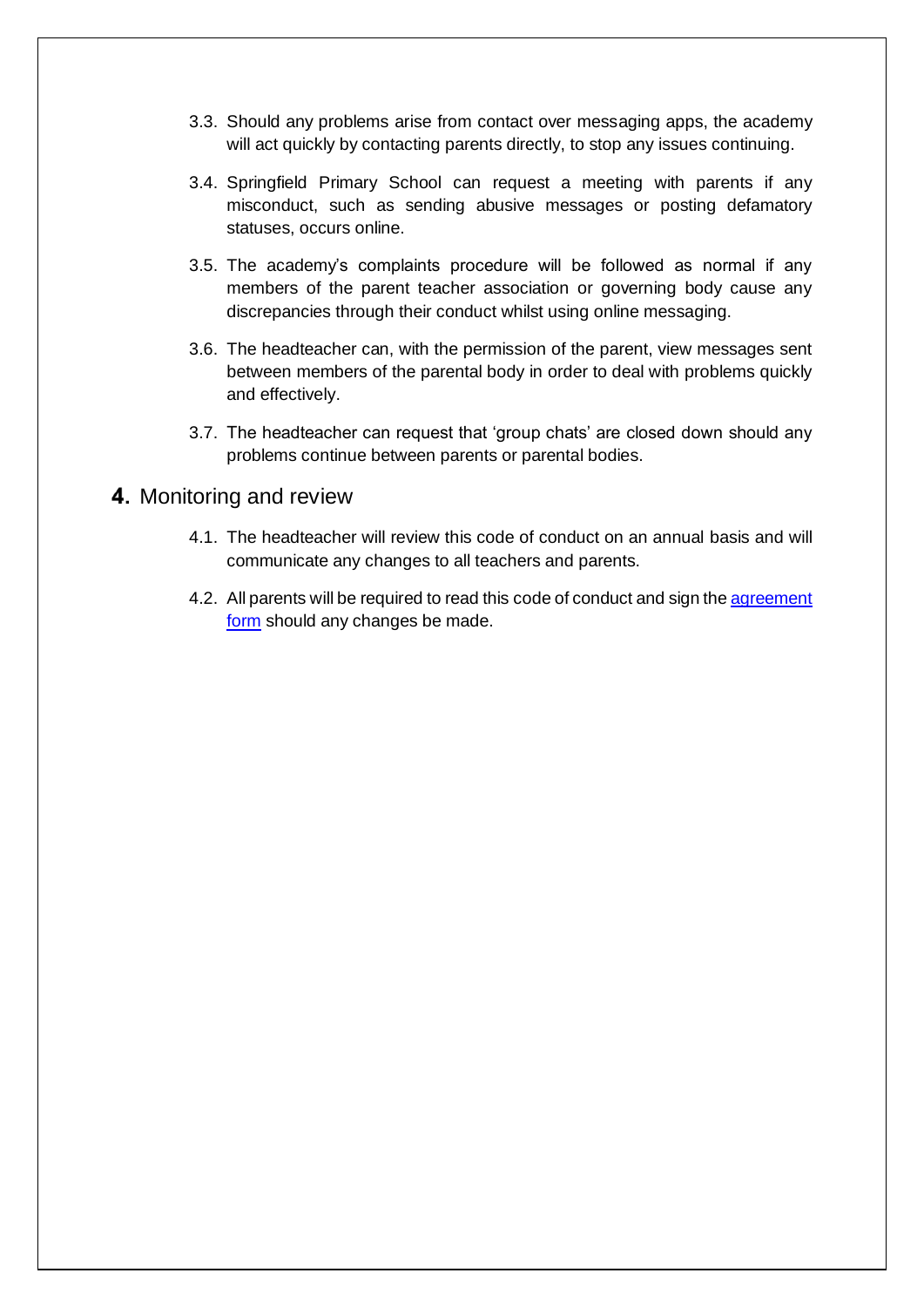3.3. Should any problems arise from contact over messaging apps, the academy will act quickly by contacting parents directly, to stop any issues continuing.

3.4. Springfield Primary School can request a meeting with parents if any misconduct, such as sending abusive messages or posting defamatory statuses, occurs online.

3.5. The academy's complaints procedure will be followed as normal if any members of the parent teacher association or governing body cause any discrepancies through their conduct whilst using online messaging.

3.6. The headteacher can, with the permission of the parent, view messages sent between members of the parental body in order to deal with problems quickly and effectively.

3.7. The headteacher can request that 'group chats' are closed down should any problems continue between parents or parental bodies.

## 4. Monitoring and review

4.1. The headteacher will review this code of conduct on an annual basis and will communicate any changes to all teachers and parents.

4.2. All parents will be required to read this code of conduct and sign the agreement form should any changes be made.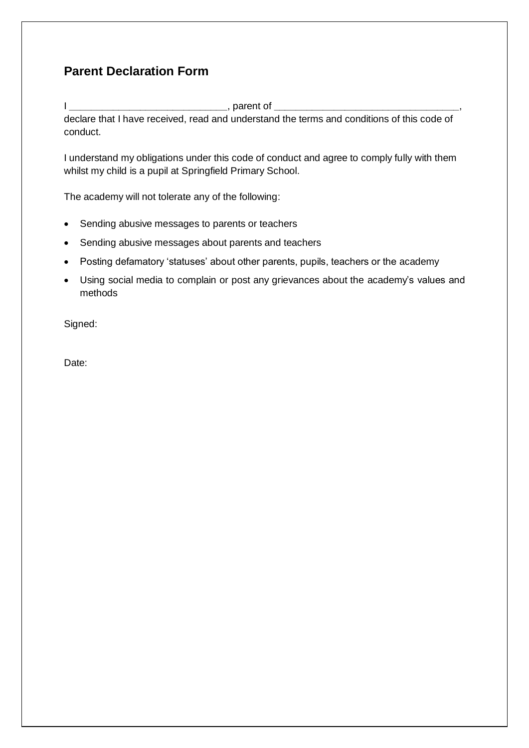## Parent Declaration Form

I ____________________________, parent of _________________________________, declare that I have received, read and understand the terms and conditions of this code of conduct.

I understand my obligations under this code of conduct and agree to comply fully with them whilst my child is a pupil at Springfield Primary School.

The academy will not tolerate any of the following:

- Sending abusive messages to parents or teachers
- Sending abusive messages about parents and teachers
- Posting defamatory 'statuses' about other parents, pupils, teachers or the academy
- Using social media to complain or post any grievances about the academy's values and methods

Signed:

Date: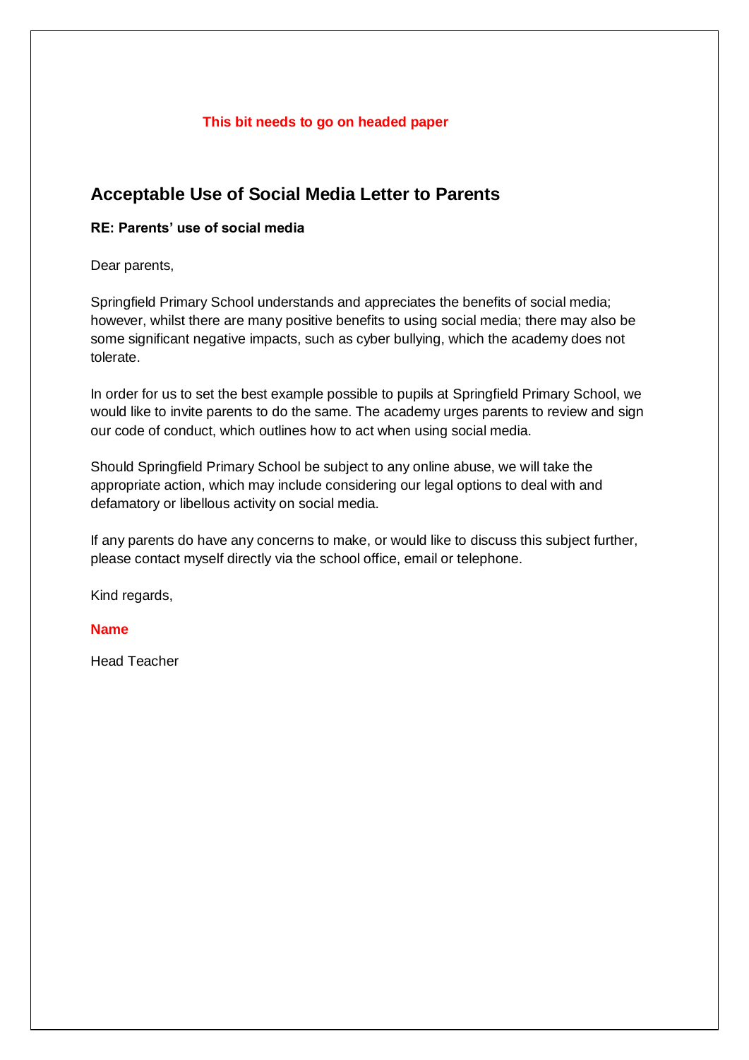**This bit needs to go on headed paper**

## Acceptable Use of Social Media Letter to Parents

**RE: Parents' use of social media**

Dear parents,

Springfield Primary School understands and appreciates the benefits of social media; however, whilst there are many positive benefits to using social media; there may also be some significant negative impacts, such as cyber bullying, which the academy does not tolerate.

In order for us to set the best example possible to pupils at Springfield Primary School, we would like to invite parents to do the same. The academy urges parents to review and sign our code of conduct, which outlines how to act when using social media.

Should Springfield Primary School be subject to any online abuse, we will take the appropriate action, which may include considering our legal options to deal with and defamatory or libellous activity on social media.

If any parents do have any concerns to make, or would like to discuss this subject further, please contact myself directly via the school office, email or telephone.

Kind regards,

**Name**

Head Teacher